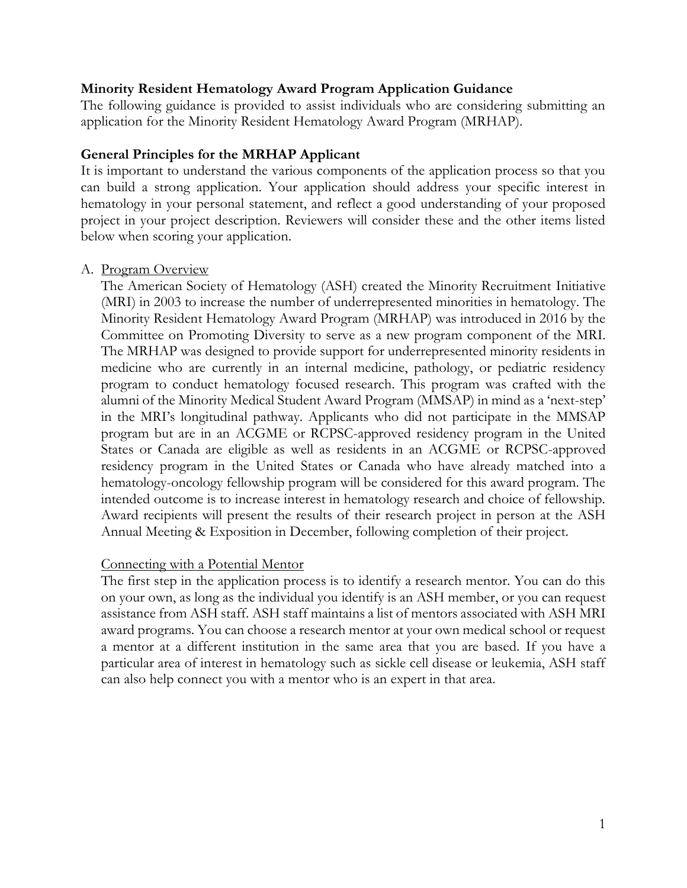**Minority Resident Hematology Award Program Application Guidance**

The following guidance is provided to assist individuals who are considering submitting an application for the Minority Resident Hematology Award Program (MRHAP).

**General Principles for the MRHAP Applicant**

It is important to understand the various components of the application process so that you can build a strong application. Your application should address your specific interest in hematology in your personal statement, and reflect a good understanding of your proposed project in your project description. Reviewers will consider these and the other items listed below when scoring your application.

A. <u>Program Overview</u>

The American Society of Hematology (ASH) created the Minority Recruitment Initiative (MRI) in 2003 to increase the number of underrepresented minorities in hematology. The Minority Resident Hematology Award Program (MRHAP) was introduced in 2016 by the Committee on Promoting Diversity to serve as a new program component of the MRI. The MRHAP was designed to provide support for underrepresented minority residents in medicine who are currently in an internal medicine, pathology, or pediatric residency program to conduct hematology focused research. This program was crafted with the alumni of the Minority Medical Student Award Program (MMSAP) in mind as a 'next-step' in the MRI's longitudinal pathway. Applicants who did not participate in the MMSAP program but are in an ACGME or RCPSC-approved residency program in the United States or Canada are eligible as well as residents in an ACGME or RCPSC-approved residency program in the United States or Canada who have already matched into a hematology-oncology fellowship program will be considered for this award program. The intended outcome is to increase interest in hematology research and choice of fellowship. Award recipients will present the results of their research project in person at the ASH Annual Meeting & Exposition in December, following completion of their project.

<u>Connecting with a Potential Mentor</u>

The first step in the application process is to identify a research mentor. You can do this on your own, as long as the individual you identify is an ASH member, or you can request assistance from ASH staff. ASH staff maintains a list of mentors associated with ASH MRI award programs. You can choose a research mentor at your own medical school or request a mentor at a different institution in the same area that you are based. If you have a particular area of interest in hematology such as sickle cell disease or leukemia, ASH staff can also help connect you with a mentor who is an expert in that area.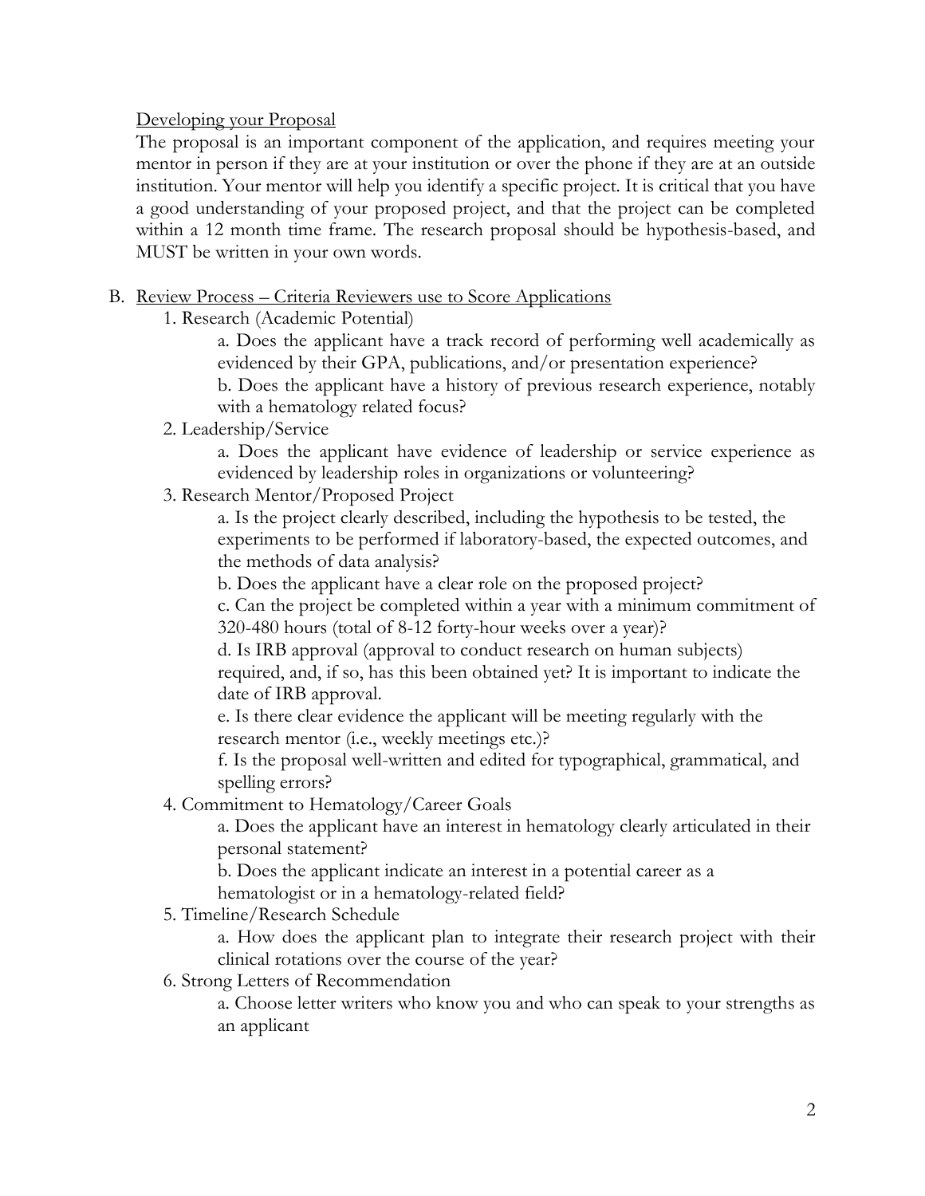Developing your Proposal

The proposal is an important component of the application, and requires meeting your mentor in person if they are at your institution or over the phone if they are at an outside institution. Your mentor will help you identify a specific project. It is critical that you have a good understanding of your proposed project, and that the project can be completed within a 12 month time frame. The research proposal should be hypothesis-based, and MUST be written in your own words.

B. Review Process – Criteria Reviewers use to Score Applications

1. Research (Academic Potential)
   - a. Does the applicant have a track record of performing well academically as evidenced by their GPA, publications, and/or presentation experience?
   - b. Does the applicant have a history of previous research experience, notably with a hematology related focus?
2. Leadership/Service
   - a. Does the applicant have evidence of leadership or service experience as evidenced by leadership roles in organizations or volunteering?
3. Research Mentor/Proposed Project
   - a. Is the project clearly described, including the hypothesis to be tested, the experiments to be performed if laboratory-based, the expected outcomes, and the methods of data analysis?
   - b. Does the applicant have a clear role on the proposed project?
   - c. Can the project be completed within a year with a minimum commitment of 320-480 hours (total of 8-12 forty-hour weeks over a year)?
   - d. Is IRB approval (approval to conduct research on human subjects) required, and, if so, has this been obtained yet? It is important to indicate the date of IRB approval.
   - e. Is there clear evidence the applicant will be meeting regularly with the research mentor (i.e., weekly meetings etc.)?
   - f. Is the proposal well-written and edited for typographical, grammatical, and spelling errors?
4. Commitment to Hematology/Career Goals
   - a. Does the applicant have an interest in hematology clearly articulated in their personal statement?
   - b. Does the applicant indicate an interest in a potential career as a hematologist or in a hematology-related field?
5. Timeline/Research Schedule
   - a. How does the applicant plan to integrate their research project with their clinical rotations over the course of the year?
6. Strong Letters of Recommendation
   - a. Choose letter writers who know you and who can speak to your strengths as an applicant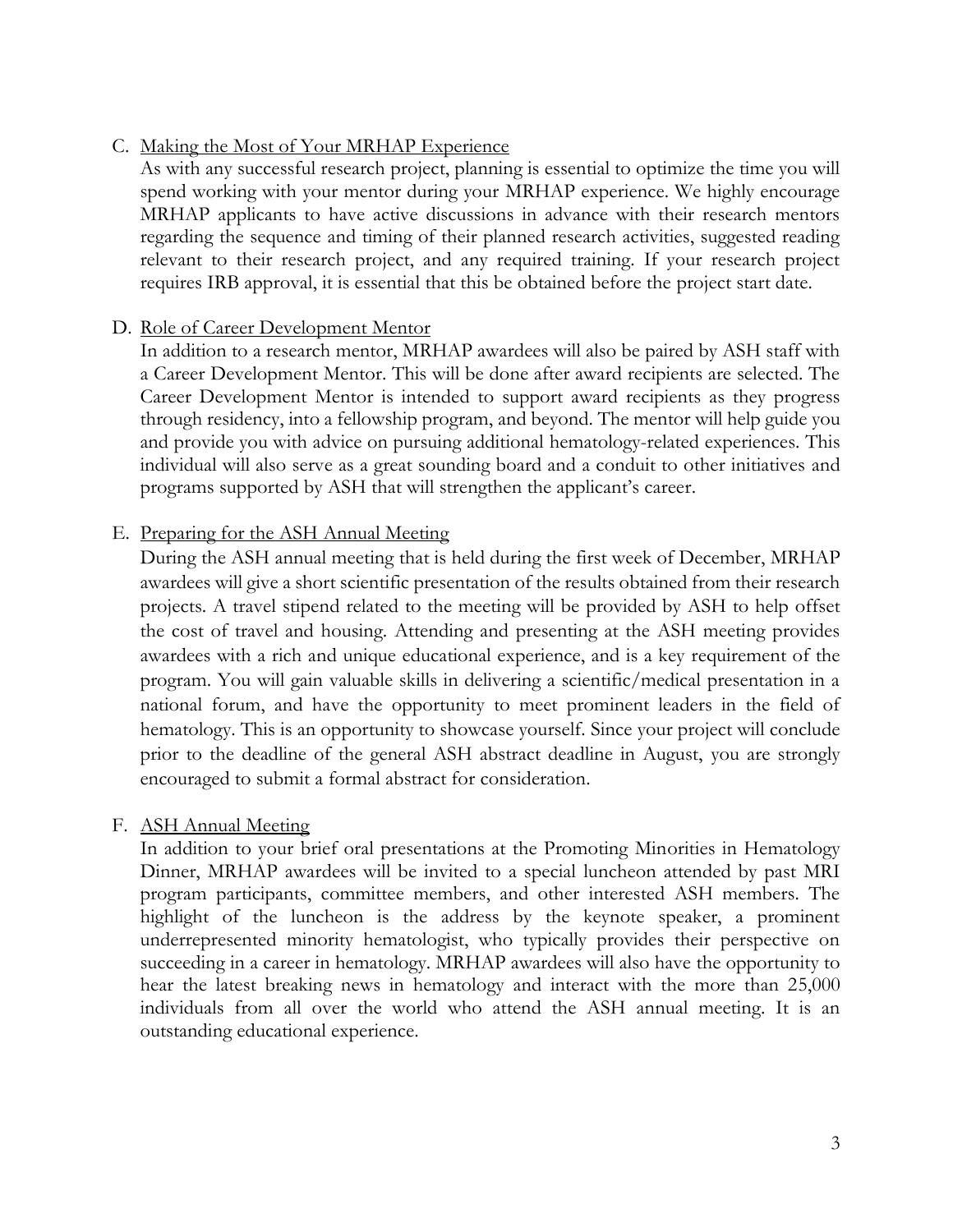C. Making the Most of Your MRHAP Experience

As with any successful research project, planning is essential to optimize the time you will spend working with your mentor during your MRHAP experience. We highly encourage MRHAP applicants to have active discussions in advance with their research mentors regarding the sequence and timing of their planned research activities, suggested reading relevant to their research project, and any required training. If your research project requires IRB approval, it is essential that this be obtained before the project start date.

D. Role of Career Development Mentor

In addition to a research mentor, MRHAP awardees will also be paired by ASH staff with a Career Development Mentor. This will be done after award recipients are selected. The Career Development Mentor is intended to support award recipients as they progress through residency, into a fellowship program, and beyond. The mentor will help guide you and provide you with advice on pursuing additional hematology-related experiences. This individual will also serve as a great sounding board and a conduit to other initiatives and programs supported by ASH that will strengthen the applicant's career.

E. Preparing for the ASH Annual Meeting

During the ASH annual meeting that is held during the first week of December, MRHAP awardees will give a short scientific presentation of the results obtained from their research projects. A travel stipend related to the meeting will be provided by ASH to help offset the cost of travel and housing. Attending and presenting at the ASH meeting provides awardees with a rich and unique educational experience, and is a key requirement of the program. You will gain valuable skills in delivering a scientific/medical presentation in a national forum, and have the opportunity to meet prominent leaders in the field of hematology. This is an opportunity to showcase yourself. Since your project will conclude prior to the deadline of the general ASH abstract deadline in August, you are strongly encouraged to submit a formal abstract for consideration.

F. ASH Annual Meeting

In addition to your brief oral presentations at the Promoting Minorities in Hematology Dinner, MRHAP awardees will be invited to a special luncheon attended by past MRI program participants, committee members, and other interested ASH members. The highlight of the luncheon is the address by the keynote speaker, a prominent underrepresented minority hematologist, who typically provides their perspective on succeeding in a career in hematology. MRHAP awardees will also have the opportunity to hear the latest breaking news in hematology and interact with the more than 25,000 individuals from all over the world who attend the ASH annual meeting. It is an outstanding educational experience.